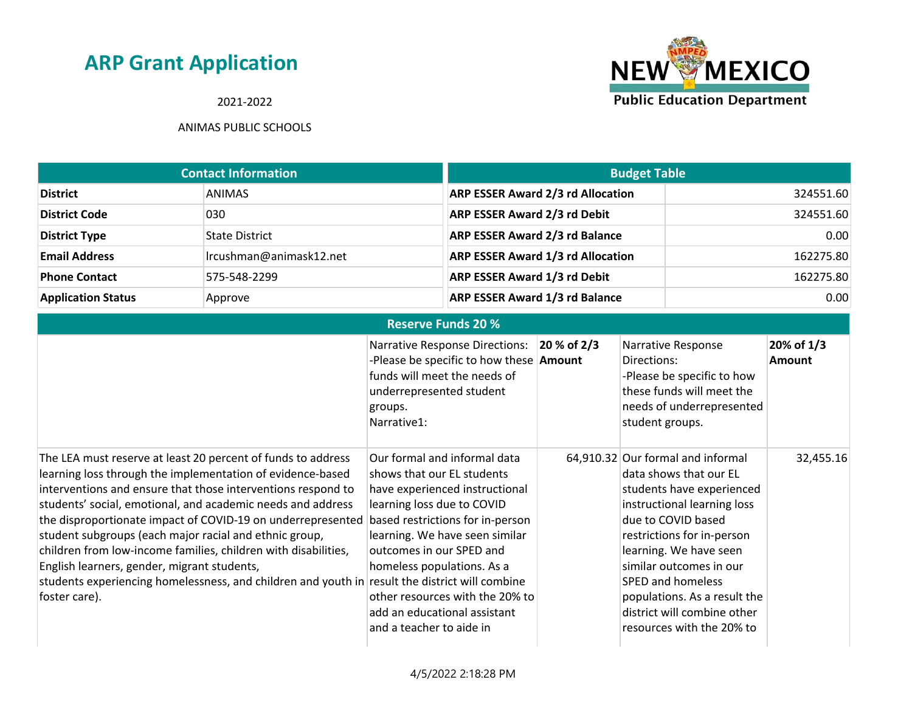# ARP Grant Application

2021-2022

ANIMAS PUBLIC SCHOOLS

NEW MEXICO Public Education Department

| Contact Information | |
|---|---|
| **District** | ANIMAS |
| **District Code** | 030 |
| **District Type** | State District |
| **Email Address** | lrcushman@animask12.net |
| **Phone Contact** | 575-548-2299 |
| **Application Status** | Approve |

| Budget Table | |
|---|---|
| **ARP ESSER Award 2/3 rd Allocation** | 324551.60 |
| **ARP ESSER Award 2/3 rd Debit** | 324551.60 |
| **ARP ESSER Award 2/3 rd Balance** | 0.00 |
| **ARP ESSER Award 1/3 rd Allocation** | 162275.80 |
| **ARP ESSER Award 1/3 rd Debit** | 162275.80 |
| **ARP ESSER Award 1/3 rd Balance** | 0.00 |

| Reserve Funds 20 % | | | | |
|---|---|---|---|---|
| | Narrative Response Directions: -Please be specific to how these funds will meet the needs of underrepresented student groups. Narrative1: | **20 % of 2/3 Amount** | Narrative Response Directions: -Please be specific to how these funds will meet the needs of underrepresented student groups. | **20% of 1/3 Amount** |
| The LEA must reserve at least 20 percent of funds to address learning loss through the implementation of evidence-based interventions and ensure that those interventions respond to students' social, emotional, and academic needs and address the disproportionate impact of COVID-19 on underrepresented student subgroups (each major racial and ethnic group, children from low-income families, children with disabilities, English learners, gender, migrant students, students experiencing homelessness, and children and youth in foster care). | Our formal and informal data shows that our EL students have experienced instructional learning loss due to COVID based restrictions for in-person learning. We have seen similar outcomes in our SPED and homeless populations. As a result the district will combine other resources with the 20% to add an educational assistant and a teacher to aide in | 64,910.32 | Our formal and informal data shows that our EL students have experienced instructional learning loss due to COVID based restrictions for in-person learning. We have seen similar outcomes in our SPED and homeless populations. As a result the district will combine other resources with the 20% to | 32,455.16 |

4/5/2022 2:18:28 PM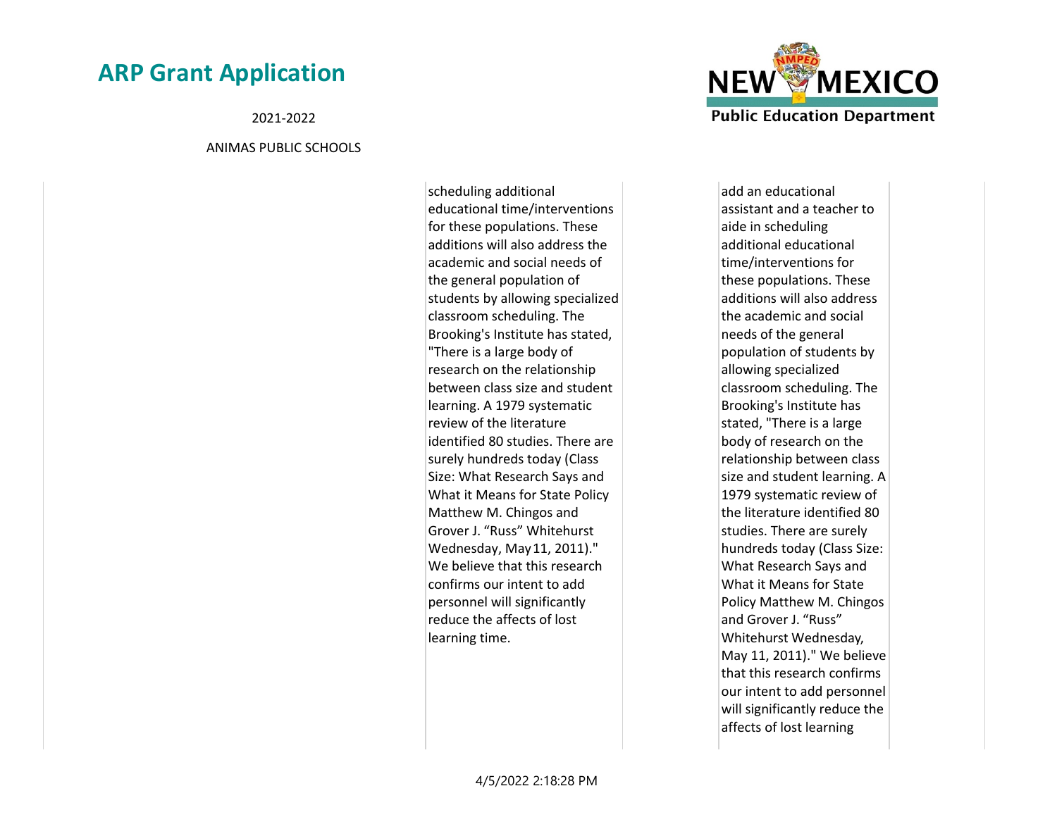| | | | | |
|---|---|---|---|---|
| | scheduling additional educational time/interventions for these populations. These additions will also address the academic and social needs of the general population of students by allowing specialized classroom scheduling. The Brooking's Institute has stated, "There is a large body of research on the relationship between class size and student learning. A 1979 systematic review of the literature identified 80 studies. There are surely hundreds today (Class Size: What Research Says and What it Means for State Policy Matthew M. Chingos and Grover J. "Russ" Whitehurst Wednesday, May 11, 2011)." We believe that this research confirms our intent to add personnel will significantly reduce the affects of lost learning time. | | add an educational assistant and a teacher to aide in scheduling additional educational time/interventions for these populations. These additions will also address the academic and social needs of the general population of students by allowing specialized classroom scheduling. The Brooking's Institute has stated, "There is a large body of research on the relationship between class size and student learning. A 1979 systematic review of the literature identified 80 studies. There are surely hundreds today (Class Size: What Research Says and What it Means for State Policy Matthew M. Chingos and Grover J. "Russ" Whitehurst Wednesday, May 11, 2011)." We believe that this research confirms our intent to add personnel will significantly reduce the affects of lost learning | |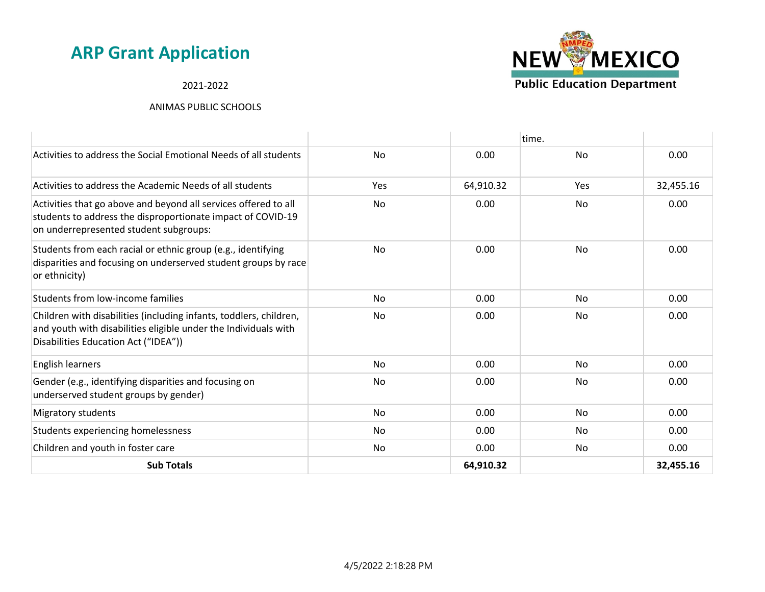| | | | | |
|---|---|---|---|---|
| | | | time. | |
| Activities to address the Social Emotional Needs of all students | No | 0.00 | No | 0.00 |
| Activities to address the Academic Needs of all students | Yes | 64,910.32 | Yes | 32,455.16 |
| Activities that go above and beyond all services offered to all students to address the disproportionate impact of COVID-19 on underrepresented student subgroups: | No | 0.00 | No | 0.00 |
| Students from each racial or ethnic group (e.g., identifying disparities and focusing on underserved student groups by race or ethnicity) | No | 0.00 | No | 0.00 |
| Students from low-income families | No | 0.00 | No | 0.00 |
| Children with disabilities (including infants, toddlers, children, and youth with disabilities eligible under the Individuals with Disabilities Education Act ("IDEA")) | No | 0.00 | No | 0.00 |
| English learners | No | 0.00 | No | 0.00 |
| Gender (e.g., identifying disparities and focusing on underserved student groups by gender) | No | 0.00 | No | 0.00 |
| Migratory students | No | 0.00 | No | 0.00 |
| Students experiencing homelessness | No | 0.00 | No | 0.00 |
| Children and youth in foster care | No | 0.00 | No | 0.00 |
| **Sub Totals** | | **64,910.32** | | **32,455.16** |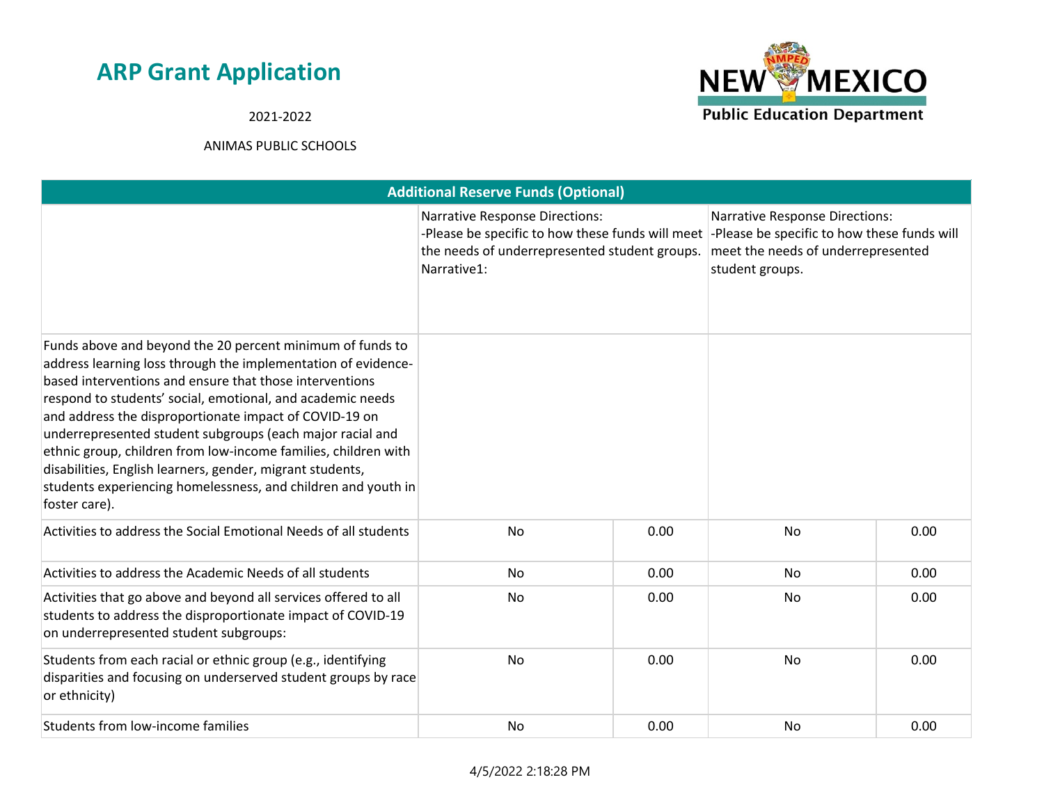# ARP Grant Application

2021-2022

ANIMAS PUBLIC SCHOOLS

| Additional Reserve Funds (Optional) | | | | |
|---|---|---|---|---|
| | Narrative Response Directions: -Please be specific to how these funds will meet the needs of underrepresented student groups. Narrative1: | | Narrative Response Directions: -Please be specific to how these funds will meet the needs of underrepresented student groups. | |
| Funds above and beyond the 20 percent minimum of funds to address learning loss through the implementation of evidence-based interventions and ensure that those interventions respond to students' social, emotional, and academic needs and address the disproportionate impact of COVID-19 on underrepresented student subgroups (each major racial and ethnic group, children from low-income families, children with disabilities, English learners, gender, migrant students, students experiencing homelessness, and children and youth in foster care). | | | | |
| Activities to address the Social Emotional Needs of all students | No | 0.00 | No | 0.00 |
| Activities to address the Academic Needs of all students | No | 0.00 | No | 0.00 |
| Activities that go above and beyond all services offered to all students to address the disproportionate impact of COVID-19 on underrepresented student subgroups: | No | 0.00 | No | 0.00 |
| Students from each racial or ethnic group (e.g., identifying disparities and focusing on underserved student groups by race or ethnicity) | No | 0.00 | No | 0.00 |
| Students from low-income families | No | 0.00 | No | 0.00 |

4/5/2022 2:18:28 PM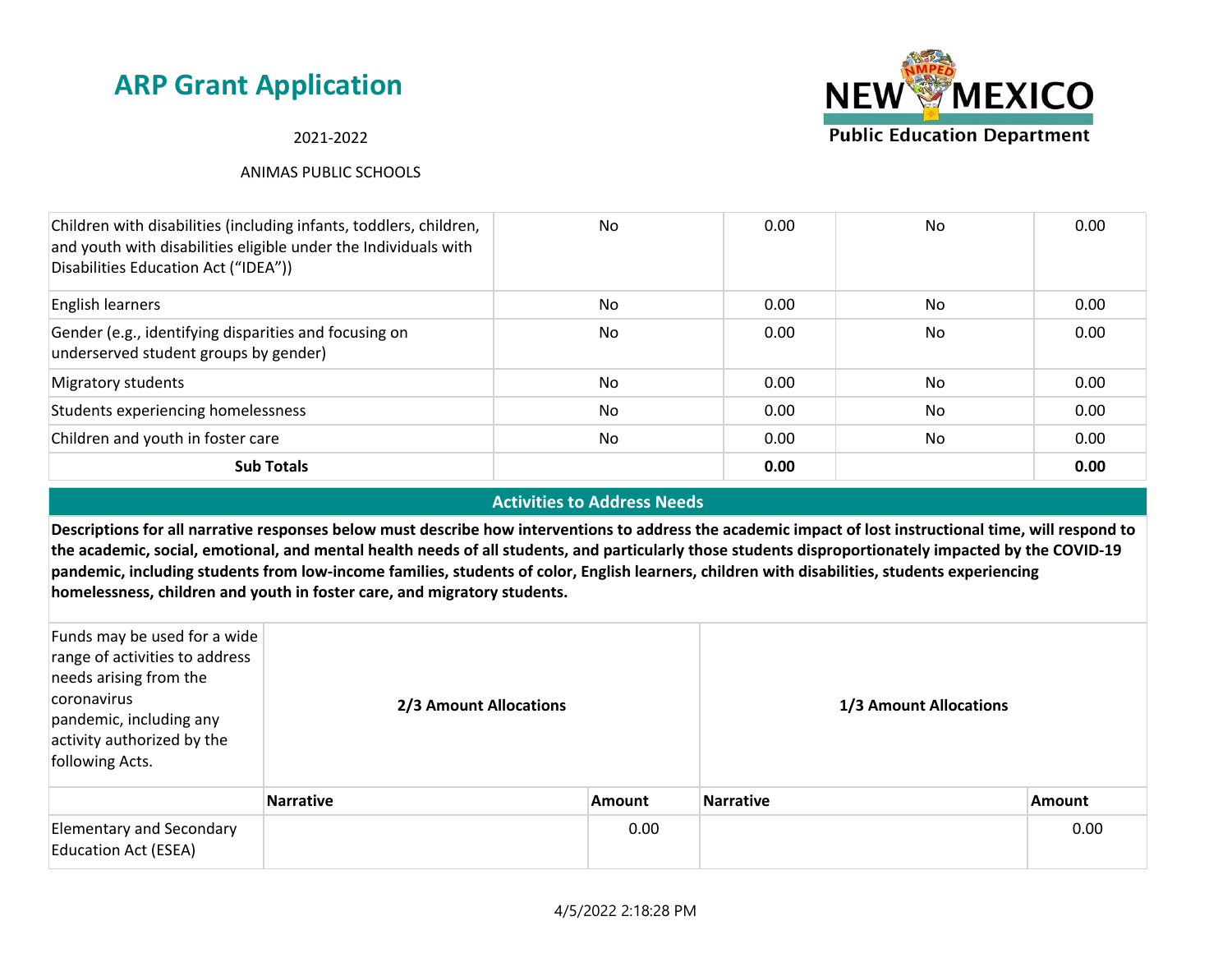# ARP Grant Application

2021-2022

ANIMAS PUBLIC SCHOOLS

| | | | | |
|---|---|---|---|---|
| Children with disabilities (including infants, toddlers, children, and youth with disabilities eligible under the Individuals with Disabilities Education Act ("IDEA")) | No | 0.00 | No | 0.00 |
| English learners | No | 0.00 | No | 0.00 |
| Gender (e.g., identifying disparities and focusing on underserved student groups by gender) | No | 0.00 | No | 0.00 |
| Migratory students | No | 0.00 | No | 0.00 |
| Students experiencing homelessness | No | 0.00 | No | 0.00 |
| Children and youth in foster care | No | 0.00 | No | 0.00 |
| **Sub Totals** | | **0.00** | | **0.00** |

## Activities to Address Needs

**Descriptions for all narrative responses below must describe how interventions to address the academic impact of lost instructional time, will respond to the academic, social, emotional, and mental health needs of all students, and particularly those students disproportionately impacted by the COVID-19 pandemic, including students from low-income families, students of color, English learners, children with disabilities, students experiencing homelessness, children and youth in foster care, and migratory students.**

| Funds may be used for a wide range of activities to address needs arising from the coronavirus pandemic, including any activity authorized by the following Acts. | **2/3 Amount Allocations** | | **1/3 Amount Allocations** | |
|---|---|---|---|---|
| | **Narrative** | **Amount** | **Narrative** | **Amount** |
| Elementary and Secondary Education Act (ESEA) | | 0.00 | | 0.00 |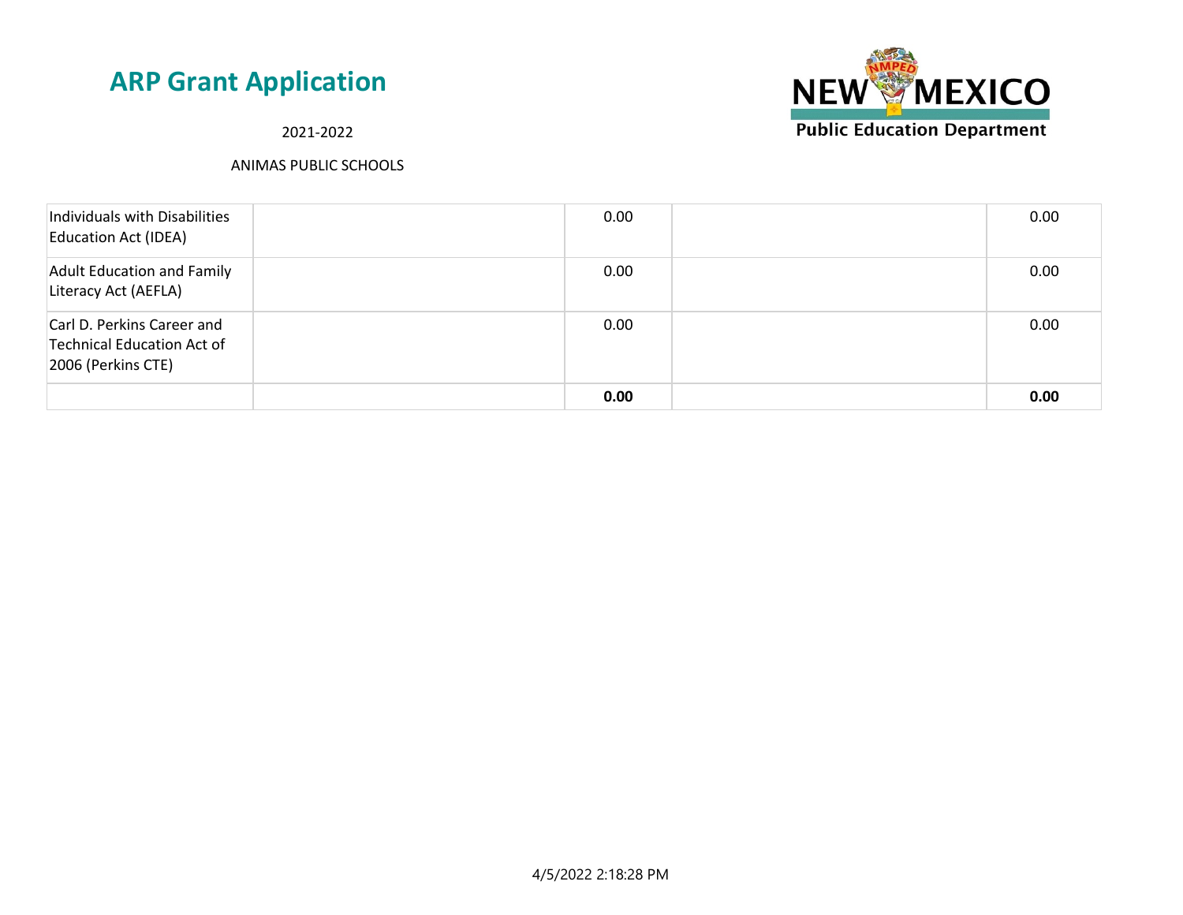# ARP Grant Application

2021-2022

ANIMAS PUBLIC SCHOOLS

| | | | | |
|---|---|---|---|---|
| Individuals with Disabilities Education Act (IDEA) | | 0.00 | | 0.00 |
| Adult Education and Family Literacy Act (AEFLA) | | 0.00 | | 0.00 |
| Carl D. Perkins Career and Technical Education Act of 2006 (Perkins CTE) | | 0.00 | | 0.00 |
| | | **0.00** | | **0.00** |

4/5/2022 2:18:28 PM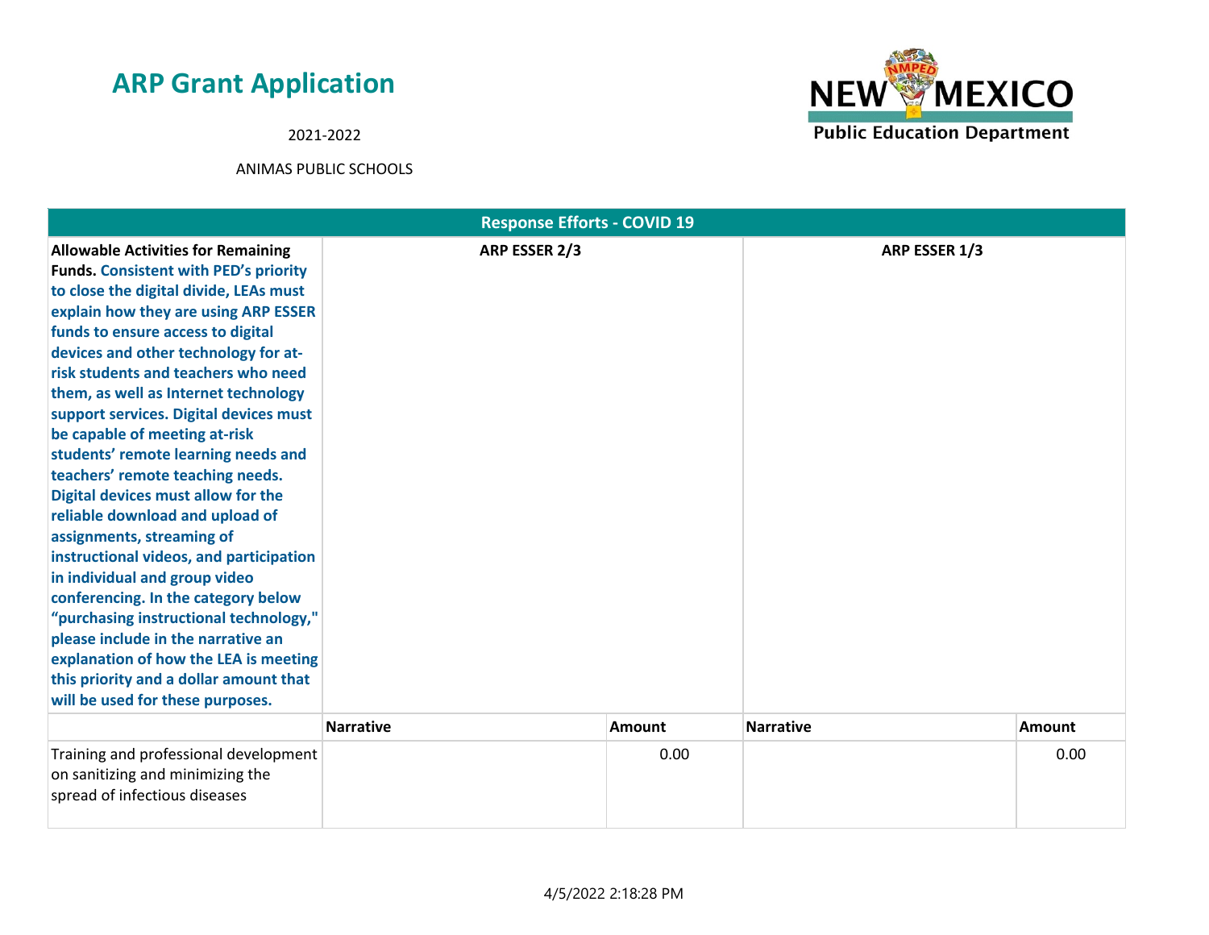# ARP Grant Application

2021-2022

ANIMAS PUBLIC SCHOOLS

| Response Efforts - COVID 19 | | | | |
|---|---|---|---|---|
| **Allowable Activities for Remaining Funds. Consistent with PED's priority to close the digital divide, LEAs must explain how they are using ARP ESSER funds to ensure access to digital devices and other technology for at-risk students and teachers who need them, as well as Internet technology support services. Digital devices must be capable of meeting at-risk students' remote learning needs and teachers' remote teaching needs. Digital devices must allow for the reliable download and upload of assignments, streaming of instructional videos, and participation in individual and group video conferencing. In the category below "purchasing instructional technology," please include in the narrative an explanation of how the LEA is meeting this priority and a dollar amount that will be used for these purposes.** | **ARP ESSER 2/3** | | **ARP ESSER 1/3** | |
| | **Narrative** | **Amount** | **Narrative** | **Amount** |
| Training and professional development on sanitizing and minimizing the spread of infectious diseases | | 0.00 | | 0.00 |

4/5/2022 2:18:28 PM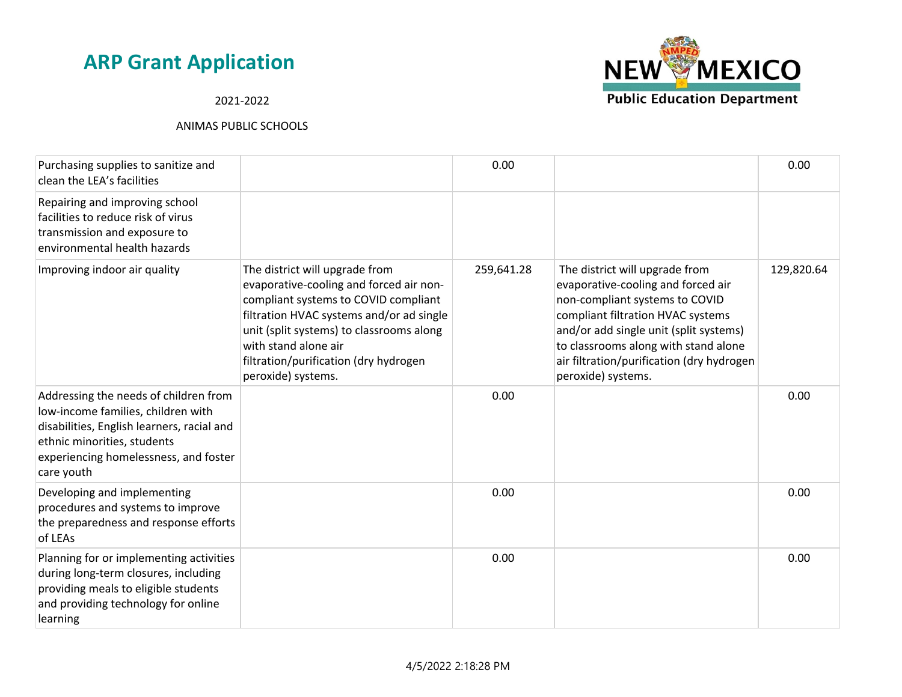# ARP Grant Application

2021-2022

ANIMAS PUBLIC SCHOOLS

| | | | | |
|---|---|---|---|---|
| Purchasing supplies to sanitize and clean the LEA's facilities | | 0.00 | | 0.00 |
| Repairing and improving school facilities to reduce risk of virus transmission and exposure to environmental health hazards | | | | |
| Improving indoor air quality | The district will upgrade from evaporative-cooling and forced air non-compliant systems to COVID compliant filtration HVAC systems and/or ad single unit (split systems) to classrooms along with stand alone air filtration/purification (dry hydrogen peroxide) systems. | 259,641.28 | The district will upgrade from evaporative-cooling and forced air non-compliant systems to COVID compliant filtration HVAC systems and/or add single unit (split systems) to classrooms along with stand alone air filtration/purification (dry hydrogen peroxide) systems. | 129,820.64 |
| Addressing the needs of children from low-income families, children with disabilities, English learners, racial and ethnic minorities, students experiencing homelessness, and foster care youth | | 0.00 | | 0.00 |
| Developing and implementing procedures and systems to improve the preparedness and response efforts of LEAs | | 0.00 | | 0.00 |
| Planning for or implementing activities during long-term closures, including providing meals to eligible students and providing technology for online learning | | 0.00 | | 0.00 |

4/5/2022 2:18:28 PM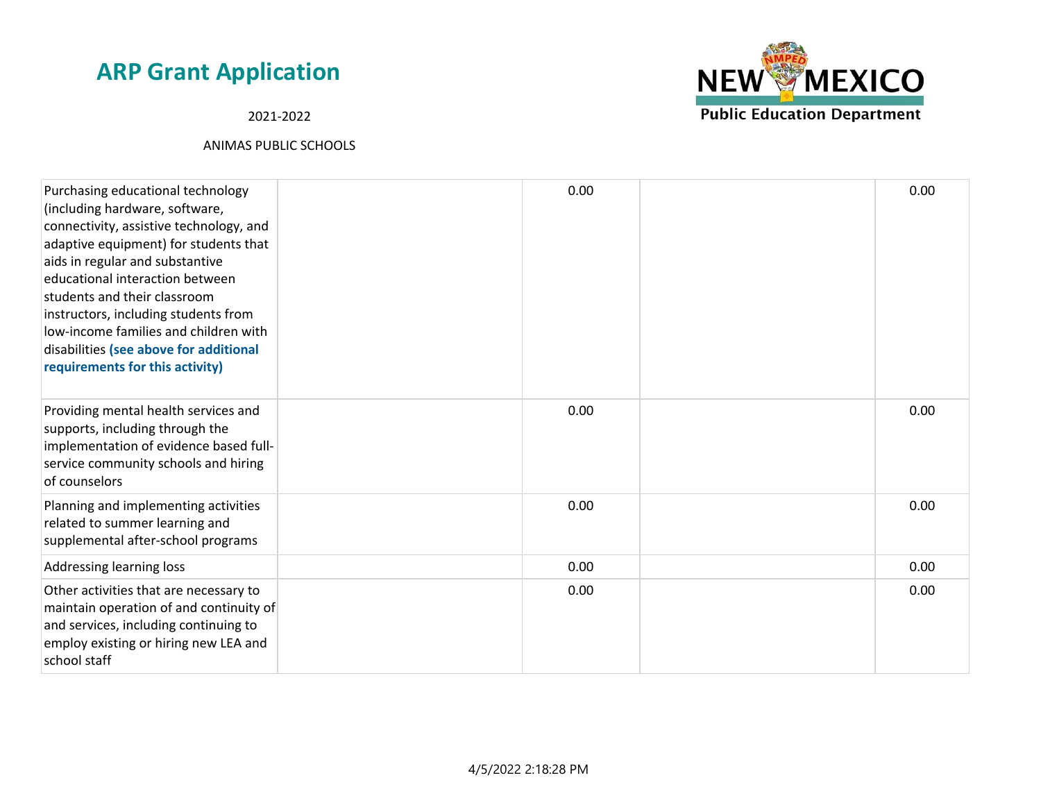## ARP Grant Application

2021-2022

ANIMAS PUBLIC SCHOOLS

| | | | | |
|---|---|---|---|---|
| Purchasing educational technology (including hardware, software, connectivity, assistive technology, and adaptive equipment) for students that aids in regular and substantive educational interaction between students and their classroom instructors, including students from low-income families and children with disabilities **(see above for additional requirements for this activity)** | | 0.00 | | 0.00 |
| Providing mental health services and supports, including through the implementation of evidence based full-service community schools and hiring of counselors | | 0.00 | | 0.00 |
| Planning and implementing activities related to summer learning and supplemental after-school programs | | 0.00 | | 0.00 |
| Addressing learning loss | | 0.00 | | 0.00 |
| Other activities that are necessary to maintain operation of and continuity of and services, including continuing to employ existing or hiring new LEA and school staff | | 0.00 | | 0.00 |

4/5/2022 2:18:28 PM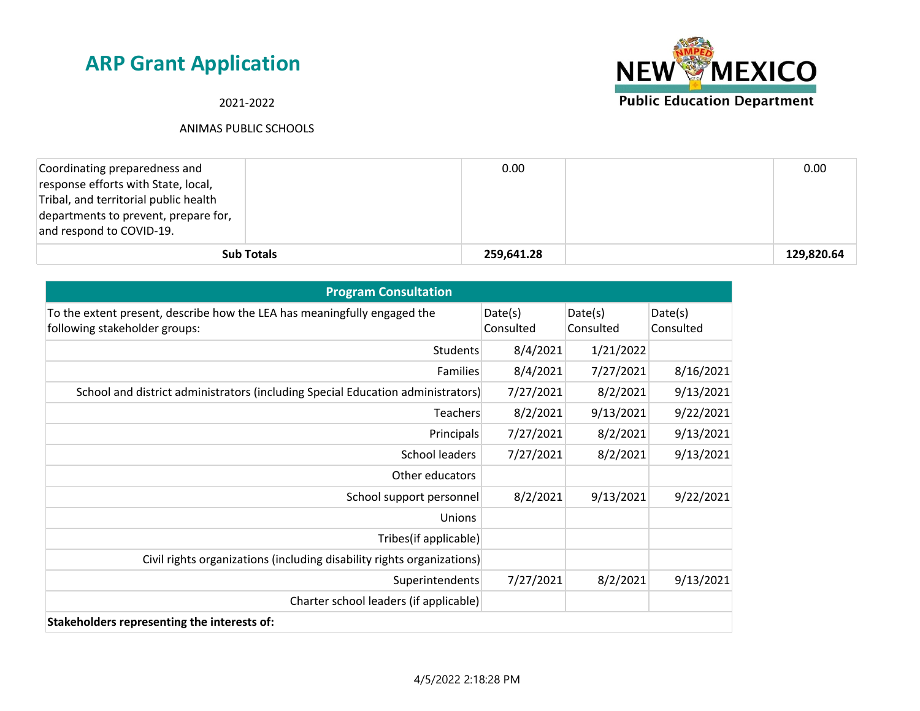# ARP Grant Application

2021-2022

ANIMAS PUBLIC SCHOOLS

| | | | | |
|---|---|---|---|---|
| Coordinating preparedness and response efforts with State, local, Tribal, and territorial public health departments to prevent, prepare for, and respond to COVID-19. | | 0.00 | | 0.00 |
| **Sub Totals** | | **259,641.28** | | **129,820.64** |

| Program Consultation | | | |
|---|---|---|---|
| To the extent present, describe how the LEA has meaningfully engaged the following stakeholder groups: | Date(s) Consulted | Date(s) Consulted | Date(s) Consulted |
| Students | 8/4/2021 | 1/21/2022 | |
| Families | 8/4/2021 | 7/27/2021 | 8/16/2021 |
| School and district administrators (including Special Education administrators) | 7/27/2021 | 8/2/2021 | 9/13/2021 |
| Teachers | 8/2/2021 | 9/13/2021 | 9/22/2021 |
| Principals | 7/27/2021 | 8/2/2021 | 9/13/2021 |
| School leaders | 7/27/2021 | 8/2/2021 | 9/13/2021 |
| Other educators | | | |
| School support personnel | 8/2/2021 | 9/13/2021 | 9/22/2021 |
| Unions | | | |
| Tribes(if applicable) | | | |
| Civil rights organizations (including disability rights organizations) | | | |
| Superintendents | 7/27/2021 | 8/2/2021 | 9/13/2021 |
| Charter school leaders (if applicable) | | | |
| **Stakeholders representing the interests of:** | | | |

4/5/2022 2:18:28 PM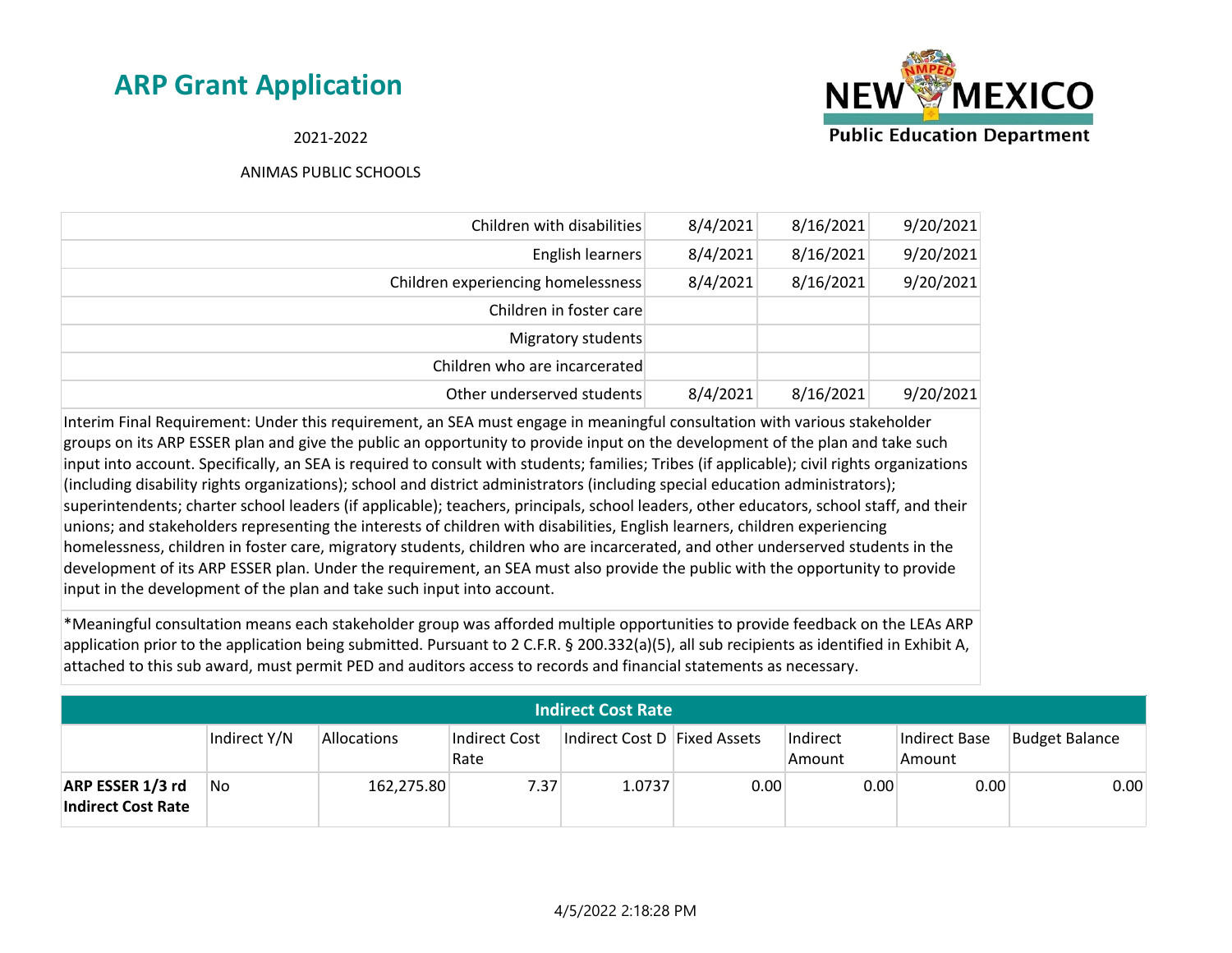## ARP Grant Application

2021-2022

ANIMAS PUBLIC SCHOOLS

| | | | |
|---|---|---|---|
| Children with disabilities | 8/4/2021 | 8/16/2021 | 9/20/2021 |
| English learners | 8/4/2021 | 8/16/2021 | 9/20/2021 |
| Children experiencing homelessness | 8/4/2021 | 8/16/2021 | 9/20/2021 |
| Children in foster care | | | |
| Migratory students | | | |
| Children who are incarcerated | | | |
| Other underserved students | 8/4/2021 | 8/16/2021 | 9/20/2021 |

Interim Final Requirement: Under this requirement, an SEA must engage in meaningful consultation with various stakeholder groups on its ARP ESSER plan and give the public an opportunity to provide input on the development of the plan and take such input into account. Specifically, an SEA is required to consult with students; families; Tribes (if applicable); civil rights organizations (including disability rights organizations); school and district administrators (including special education administrators); superintendents; charter school leaders (if applicable); teachers, principals, school leaders, other educators, school staff, and their unions; and stakeholders representing the interests of children with disabilities, English learners, children experiencing homelessness, children in foster care, migratory students, children who are incarcerated, and other underserved students in the development of its ARP ESSER plan. Under the requirement, an SEA must also provide the public with the opportunity to provide input in the development of the plan and take such input into account.

*Meaningful consultation means each stakeholder group was afforded multiple opportunities to provide feedback on the LEAs ARP application prior to the application being submitted. Pursuant to 2 C.F.R. § 200.332(a)(5), all sub recipients as identified in Exhibit A, attached to this sub award, must permit PED and auditors access to records and financial statements as necessary.

### Indirect Cost Rate

| | Indirect Y/N | Allocations | Indirect Cost Rate | Indirect Cost D | Fixed Assets | Indirect Amount | Indirect Base Amount | Budget Balance |
|---|---|---|---|---|---|---|---|---|
| **ARP ESSER 1/3 rd Indirect Cost Rate** | No | 162,275.80 | 7.37 | 1.0737 | 0.00 | 0.00 | 0.00 | 0.00 |

4/5/2022 2:18:28 PM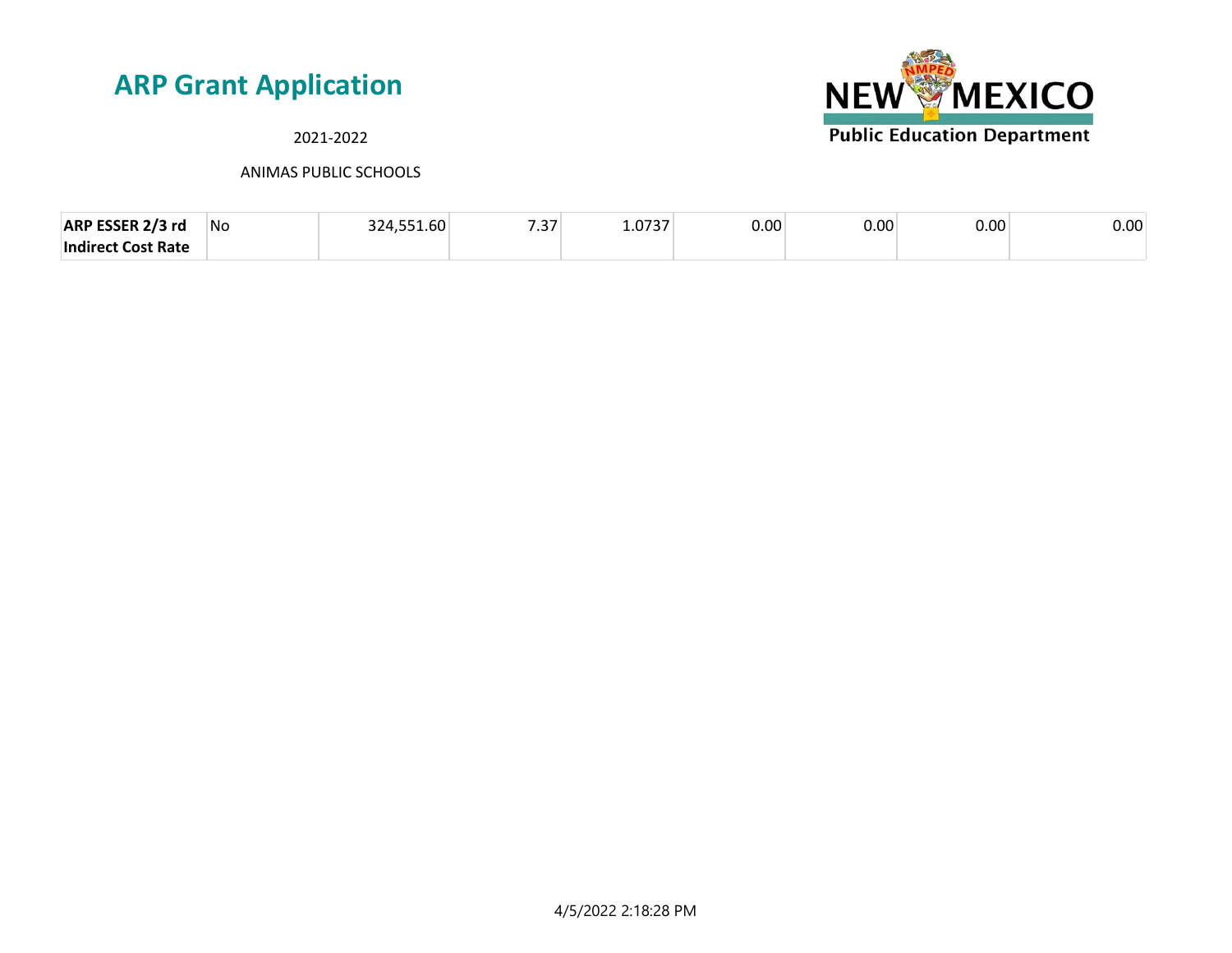# ARP Grant Application

2021-2022

ANIMAS PUBLIC SCHOOLS

| | | | | | | | | |
|---|---|---|---|---|---|---|---|---|
| **ARP ESSER 2/3 rd Indirect Cost Rate** | No | 324,551.60 | 7.37 | 1.0737 | 0.00 | 0.00 | 0.00 | 0.00 |

4/5/2022 2:18:28 PM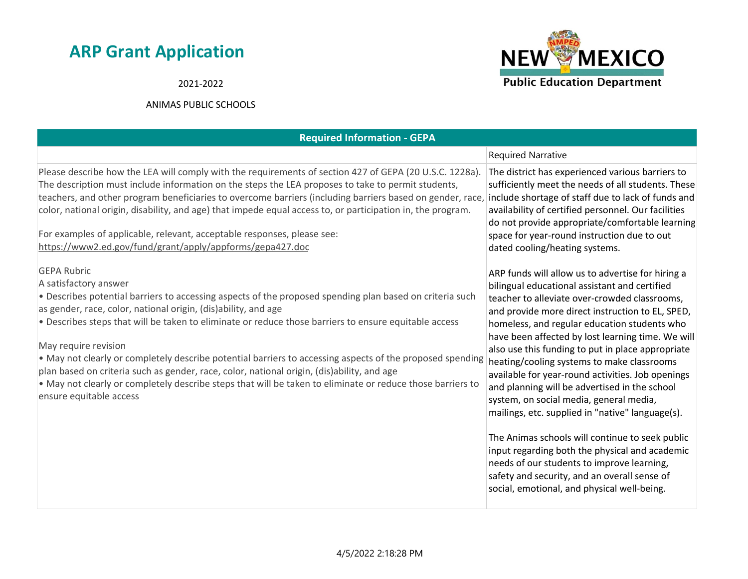# ARP Grant Application

2021-2022

ANIMAS PUBLIC SCHOOLS

**New Mexico Public Education Department**

| Required Information - GEPA | |
|---|---|
| | Required Narrative |
| Please describe how the LEA will comply with the requirements of section 427 of GEPA (20 U.S.C. 1228a). The description must include information on the steps the LEA proposes to take to permit students, teachers, and other program beneficiaries to overcome barriers (including barriers based on gender, race, color, national origin, disability, and age) that impede equal access to, or participation in, the program.<br><br>For examples of applicable, relevant, acceptable responses, please see: https://www2.ed.gov/fund/grant/apply/appforms/gepa427.doc<br><br>GEPA Rubric<br>A satisfactory answer<br>• Describes potential barriers to accessing aspects of the proposed spending plan based on criteria such as gender, race, color, national origin, (dis)ability, and age<br>• Describes steps that will be taken to eliminate or reduce those barriers to ensure equitable access<br><br>May require revision<br>• May not clearly or completely describe potential barriers to accessing aspects of the proposed spending plan based on criteria such as gender, race, color, national origin, (dis)ability, and age<br>• May not clearly or completely describe steps that will be taken to eliminate or reduce those barriers to ensure equitable access | The district has experienced various barriers to sufficiently meet the needs of all students. These include shortage of staff due to lack of funds and availability of certified personnel. Our facilities do not provide appropriate/comfortable learning space for year-round instruction due to out dated cooling/heating systems.<br><br>ARP funds will allow us to advertise for hiring a bilingual educational assistant and certified teacher to alleviate over-crowded classrooms, and provide more direct instruction to EL, SPED, homeless, and regular education students who have been affected by lost learning time. We will also use this funding to put in place appropriate heating/cooling systems to make classrooms available for year-round activities. Job openings and planning will be advertised in the school system, on social media, general media, mailings, etc. supplied in "native" language(s).<br><br>The Animas schools will continue to seek public input regarding both the physical and academic needs of our students to improve learning, safety and security, and an overall sense of social, emotional, and physical well-being. |

4/5/2022 2:18:28 PM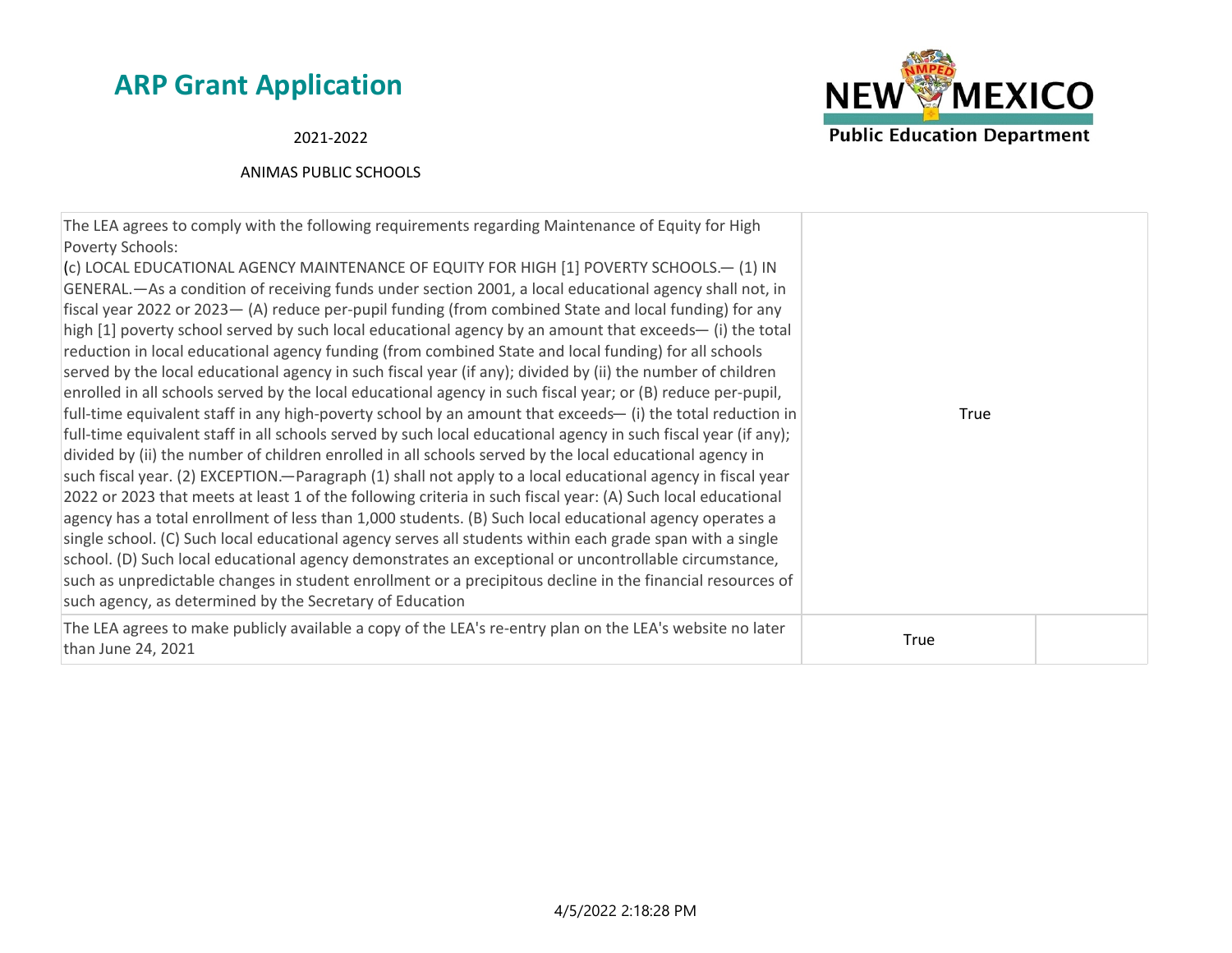# ARP Grant Application

2021-2022

ANIMAS PUBLIC SCHOOLS

| | | |
|---|---|---|
| The LEA agrees to comply with the following requirements regarding Maintenance of Equity for High Poverty Schools: (c) LOCAL EDUCATIONAL AGENCY MAINTENANCE OF EQUITY FOR HIGH [1] POVERTY SCHOOLS.— (1) IN GENERAL.—As a condition of receiving funds under section 2001, a local educational agency shall not, in fiscal year 2022 or 2023— (A) reduce per-pupil funding (from combined State and local funding) for any high [1] poverty school served by such local educational agency by an amount that exceeds— (i) the total reduction in local educational agency funding (from combined State and local funding) for all schools served by the local educational agency in such fiscal year (if any); divided by (ii) the number of children enrolled in all schools served by the local educational agency in such fiscal year; or (B) reduce per-pupil, full-time equivalent staff in any high-poverty school by an amount that exceeds— (i) the total reduction in full-time equivalent staff in all schools served by such local educational agency in such fiscal year (if any); divided by (ii) the number of children enrolled in all schools served by the local educational agency in such fiscal year. (2) EXCEPTION.—Paragraph (1) shall not apply to a local educational agency in fiscal year 2022 or 2023 that meets at least 1 of the following criteria in such fiscal year: (A) Such local educational agency has a total enrollment of less than 1,000 students. (B) Such local educational agency operates a single school. (C) Such local educational agency serves all students within each grade span with a single school. (D) Such local educational agency demonstrates an exceptional or uncontrollable circumstance, such as unpredictable changes in student enrollment or a precipitous decline in the financial resources of such agency, as determined by the Secretary of Education | True | |
| The LEA agrees to make publicly available a copy of the LEA's re-entry plan on the LEA's website no later than June 24, 2021 | True | |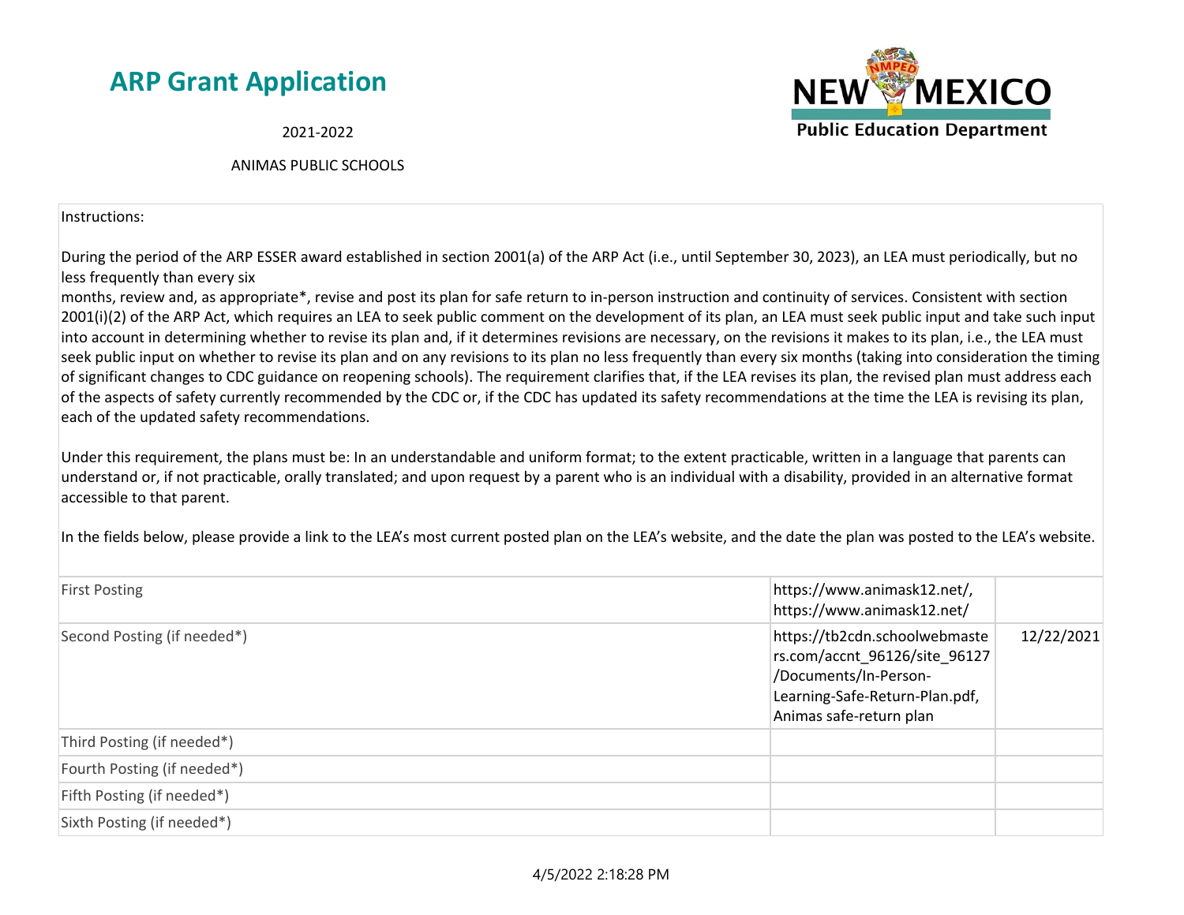# ARP Grant Application

2021-2022

ANIMAS PUBLIC SCHOOLS

Instructions:

During the period of the ARP ESSER award established in section 2001(a) of the ARP Act (i.e., until September 30, 2023), an LEA must periodically, but no less frequently than every six months, review and, as appropriate*, revise and post its plan for safe return to in-person instruction and continuity of services. Consistent with section 2001(i)(2) of the ARP Act, which requires an LEA to seek public comment on the development of its plan, an LEA must seek public input and take such input into account in determining whether to revise its plan and, if it determines revisions are necessary, on the revisions it makes to its plan, i.e., the LEA must seek public input on whether to revise its plan and on any revisions to its plan no less frequently than every six months (taking into consideration the timing of significant changes to CDC guidance on reopening schools). The requirement clarifies that, if the LEA revises its plan, the revised plan must address each of the aspects of safety currently recommended by the CDC or, if the CDC has updated its safety recommendations at the time the LEA is revising its plan, each of the updated safety recommendations.

Under this requirement, the plans must be: In an understandable and uniform format; to the extent practicable, written in a language that parents can understand or, if not practicable, orally translated; and upon request by a parent who is an individual with a disability, provided in an alternative format accessible to that parent.

In the fields below, please provide a link to the LEA's most current posted plan on the LEA's website, and the date the plan was posted to the LEA's website.

| | | |
|---|---|---|
| First Posting | https://www.animask12.net/, https://www.animask12.net/ | |
| Second Posting (if needed*) | https://tb2cdn.schoolwebmasters.com/accnt_96126/site_96127/Documents/In-Person-Learning-Safe-Return-Plan.pdf, Animas safe-return plan | 12/22/2021 |
| Third Posting (if needed*) | | |
| Fourth Posting (if needed*) | | |
| Fifth Posting (if needed*) | | |
| Sixth Posting (if needed*) | | |

4/5/2022 2:18:28 PM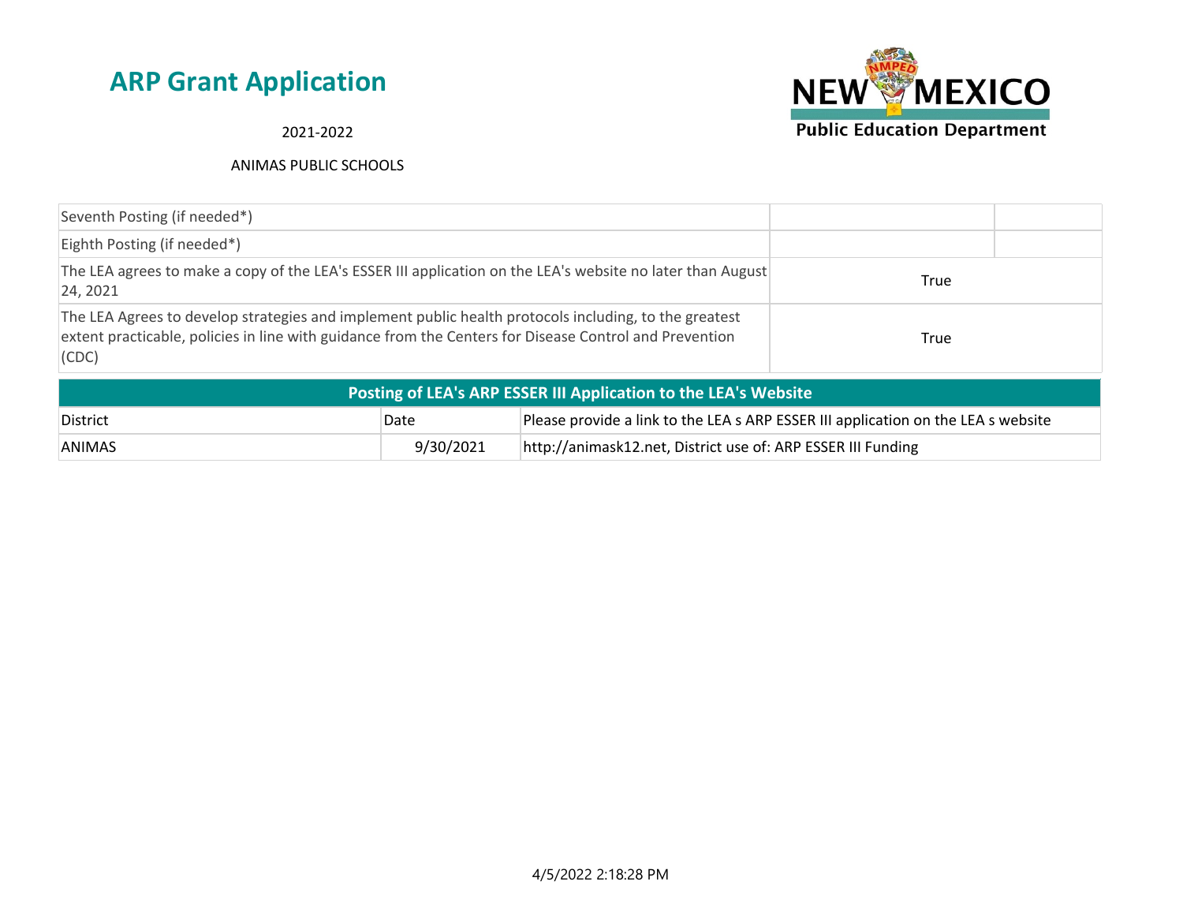## ARP Grant Application

2021-2022

ANIMAS PUBLIC SCHOOLS

| | | |
|---|---|---|
| Seventh Posting (if needed*) | | |
| Eighth Posting (if needed*) | | |
| The LEA agrees to make a copy of the LEA's ESSER III application on the LEA's website no later than August 24, 2021 | True | |
| The LEA Agrees to develop strategies and implement public health protocols including, to the greatest extent practicable, policies in line with guidance from the Centers for Disease Control and Prevention (CDC) | True | |

**Posting of LEA's ARP ESSER III Application to the LEA's Website**

| District | Date | Please provide a link to the LEA s ARP ESSER III application on the LEA s website |
|---|---|---|
| ANIMAS | 9/30/2021 | http://animask12.net, District use of: ARP ESSER III Funding |

4/5/2022 2:18:28 PM